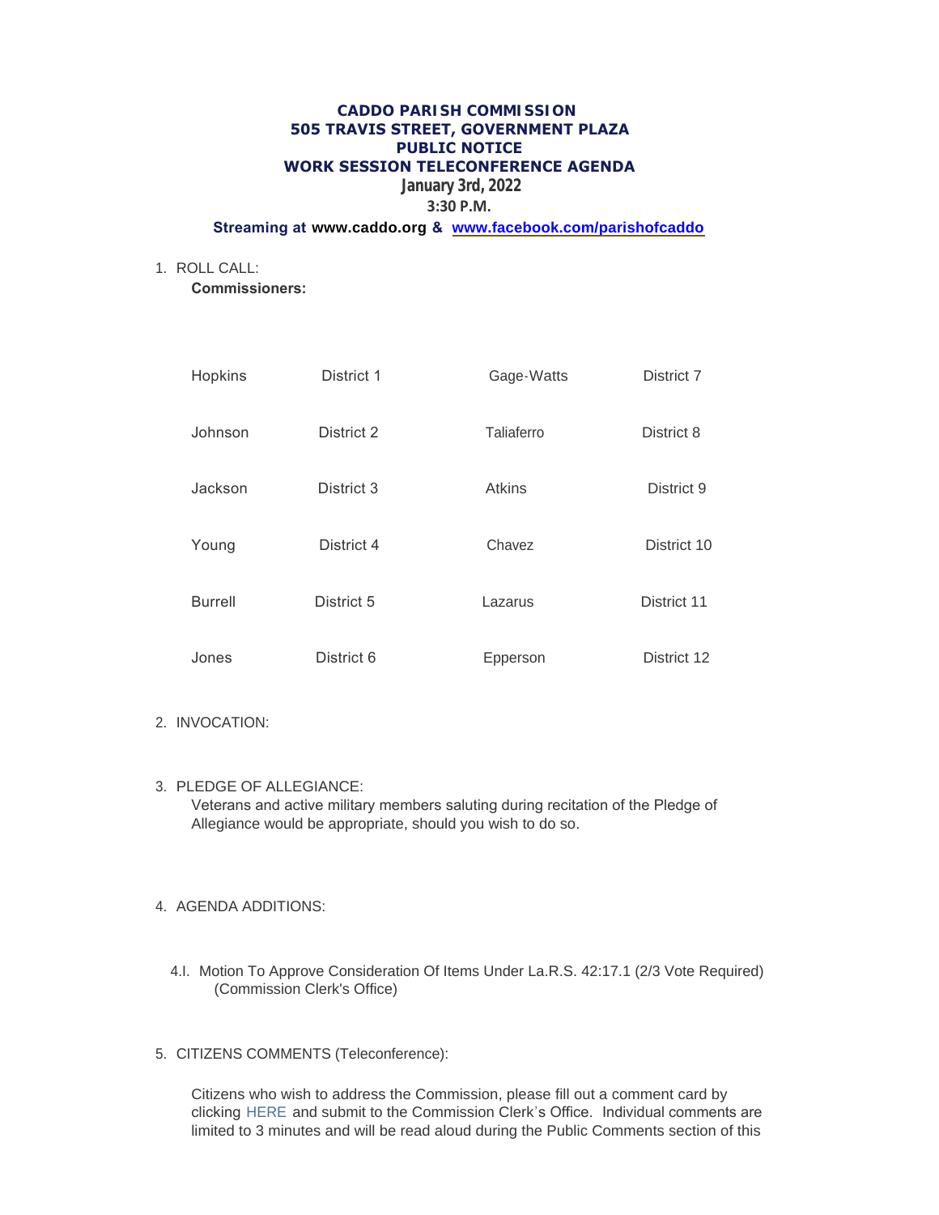# CADDO PARISH COMMISSION
## 505 TRAVIS STREET, GOVERNMENT PLAZA
## PUBLIC NOTICE
## WORK SESSION TELECONFERENCE AGENDA
### January 3rd, 2022
### 3:30 P.M.

**Streaming at www.caddo.org & www.facebook.com/parishofcaddo**

1. ROLL CALL:

   **Commissioners:**

| | | | |
|---|---|---|---|
| Hopkins | District 1 | Gage-Watts | District 7 |
| Johnson | District 2 | Taliaferro | District 8 |
| Jackson | District 3 | Atkins | District 9 |
| Young | District 4 | Chavez | District 10 |
| Burrell | District 5 | Lazarus | District 11 |
| Jones | District 6 | Epperson | District 12 |

2. INVOCATION:

3. PLEDGE OF ALLEGIANCE:

   Veterans and active military members saluting during recitation of the Pledge of Allegiance would be appropriate, should you wish to do so.

4. AGENDA ADDITIONS:

   4.I. Motion To Approve Consideration Of Items Under La.R.S. 42:17.1 (2/3 Vote Required) (Commission Clerk's Office)

5. CITIZENS COMMENTS (Teleconference):

   Citizens who wish to address the Commission, please fill out a comment card by clicking HERE and submit to the Commission Clerk's Office. Individual comments are limited to 3 minutes and will be read aloud during the Public Comments section of this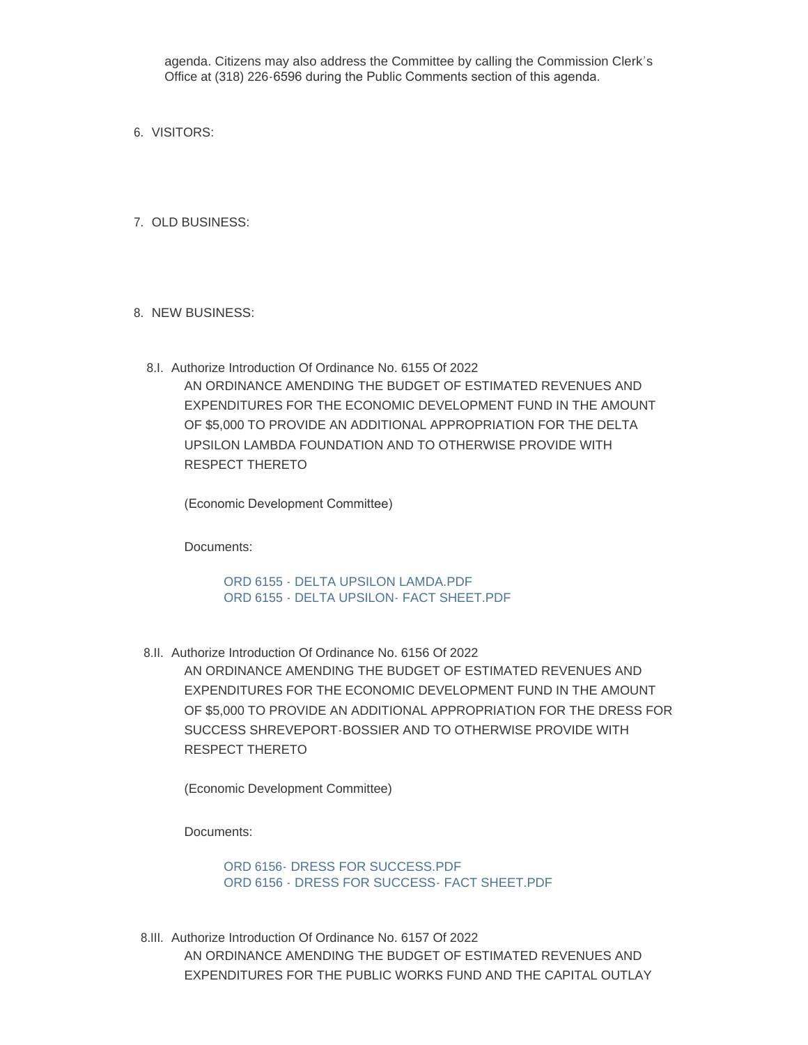agenda. Citizens may also address the Committee by calling the Commission Clerk's Office at (318) 226-6596 during the Public Comments section of this agenda.

6. VISITORS:

7. OLD BUSINESS:

8. NEW BUSINESS:

8.I. Authorize Introduction Of Ordinance No. 6155 Of 2022

AN ORDINANCE AMENDING THE BUDGET OF ESTIMATED REVENUES AND EXPENDITURES FOR THE ECONOMIC DEVELOPMENT FUND IN THE AMOUNT OF $5,000 TO PROVIDE AN ADDITIONAL APPROPRIATION FOR THE DELTA UPSILON LAMBDA FOUNDATION AND TO OTHERWISE PROVIDE WITH RESPECT THERETO

(Economic Development Committee)

Documents:

ORD 6155 - DELTA UPSILON LAMDA.PDF
ORD 6155 - DELTA UPSILON- FACT SHEET.PDF

8.II. Authorize Introduction Of Ordinance No. 6156 Of 2022

AN ORDINANCE AMENDING THE BUDGET OF ESTIMATED REVENUES AND EXPENDITURES FOR THE ECONOMIC DEVELOPMENT FUND IN THE AMOUNT OF $5,000 TO PROVIDE AN ADDITIONAL APPROPRIATION FOR THE DRESS FOR SUCCESS SHREVEPORT-BOSSIER AND TO OTHERWISE PROVIDE WITH RESPECT THERETO

(Economic Development Committee)

Documents:

ORD 6156- DRESS FOR SUCCESS.PDF
ORD 6156 - DRESS FOR SUCCESS- FACT SHEET.PDF

8.III. Authorize Introduction Of Ordinance No. 6157 Of 2022

AN ORDINANCE AMENDING THE BUDGET OF ESTIMATED REVENUES AND EXPENDITURES FOR THE PUBLIC WORKS FUND AND THE CAPITAL OUTLAY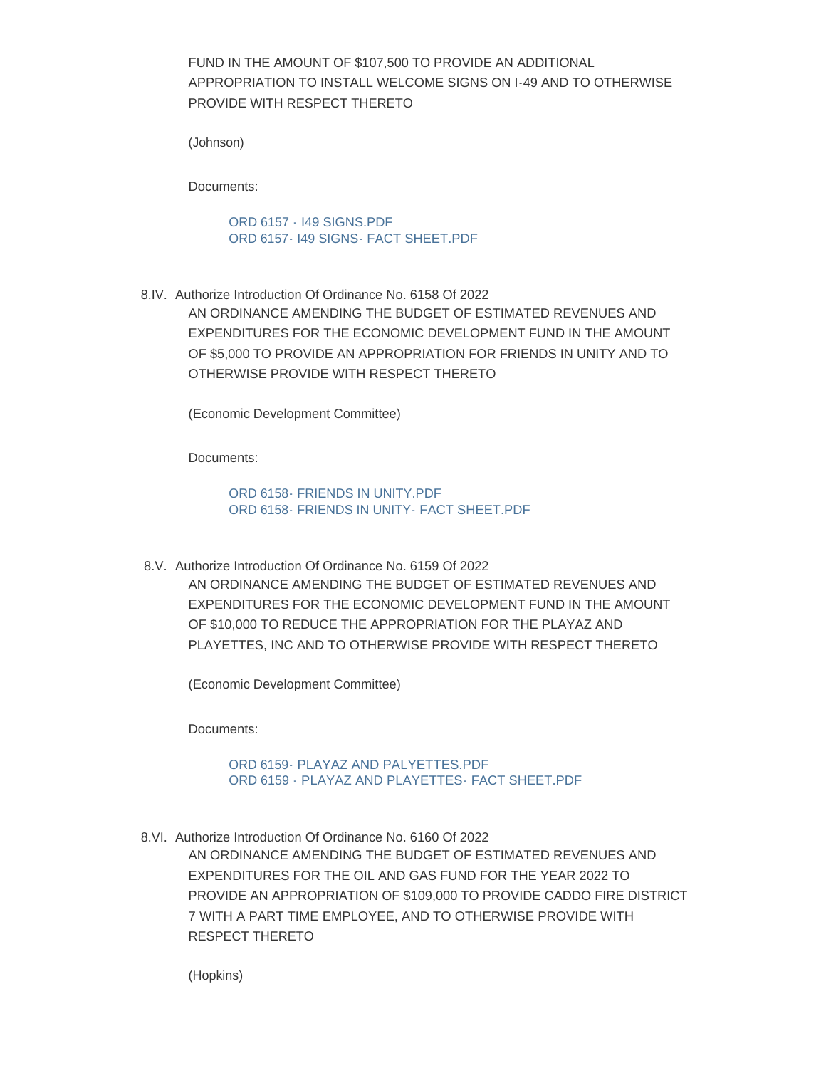FUND IN THE AMOUNT OF $107,500 TO PROVIDE AN ADDITIONAL APPROPRIATION TO INSTALL WELCOME SIGNS ON I-49 AND TO OTHERWISE PROVIDE WITH RESPECT THERETO

(Johnson)

Documents:

ORD 6157 - I49 SIGNS.PDF
ORD 6157- I49 SIGNS- FACT SHEET.PDF

8.IV. Authorize Introduction Of Ordinance No. 6158 Of 2022

AN ORDINANCE AMENDING THE BUDGET OF ESTIMATED REVENUES AND EXPENDITURES FOR THE ECONOMIC DEVELOPMENT FUND IN THE AMOUNT OF $5,000 TO PROVIDE AN APPROPRIATION FOR FRIENDS IN UNITY AND TO OTHERWISE PROVIDE WITH RESPECT THERETO

(Economic Development Committee)

Documents:

ORD 6158- FRIENDS IN UNITY.PDF
ORD 6158- FRIENDS IN UNITY- FACT SHEET.PDF

8.V. Authorize Introduction Of Ordinance No. 6159 Of 2022

AN ORDINANCE AMENDING THE BUDGET OF ESTIMATED REVENUES AND EXPENDITURES FOR THE ECONOMIC DEVELOPMENT FUND IN THE AMOUNT OF $10,000 TO REDUCE THE APPROPRIATION FOR THE PLAYAZ AND PLAYETTES, INC AND TO OTHERWISE PROVIDE WITH RESPECT THERETO

(Economic Development Committee)

Documents:

ORD 6159- PLAYAZ AND PALYETTES.PDF
ORD 6159 - PLAYAZ AND PLAYETTES- FACT SHEET.PDF

8.VI. Authorize Introduction Of Ordinance No. 6160 Of 2022

AN ORDINANCE AMENDING THE BUDGET OF ESTIMATED REVENUES AND EXPENDITURES FOR THE OIL AND GAS FUND FOR THE YEAR 2022 TO PROVIDE AN APPROPRIATION OF $109,000 TO PROVIDE CADDO FIRE DISTRICT 7 WITH A PART TIME EMPLOYEE, AND TO OTHERWISE PROVIDE WITH RESPECT THERETO

(Hopkins)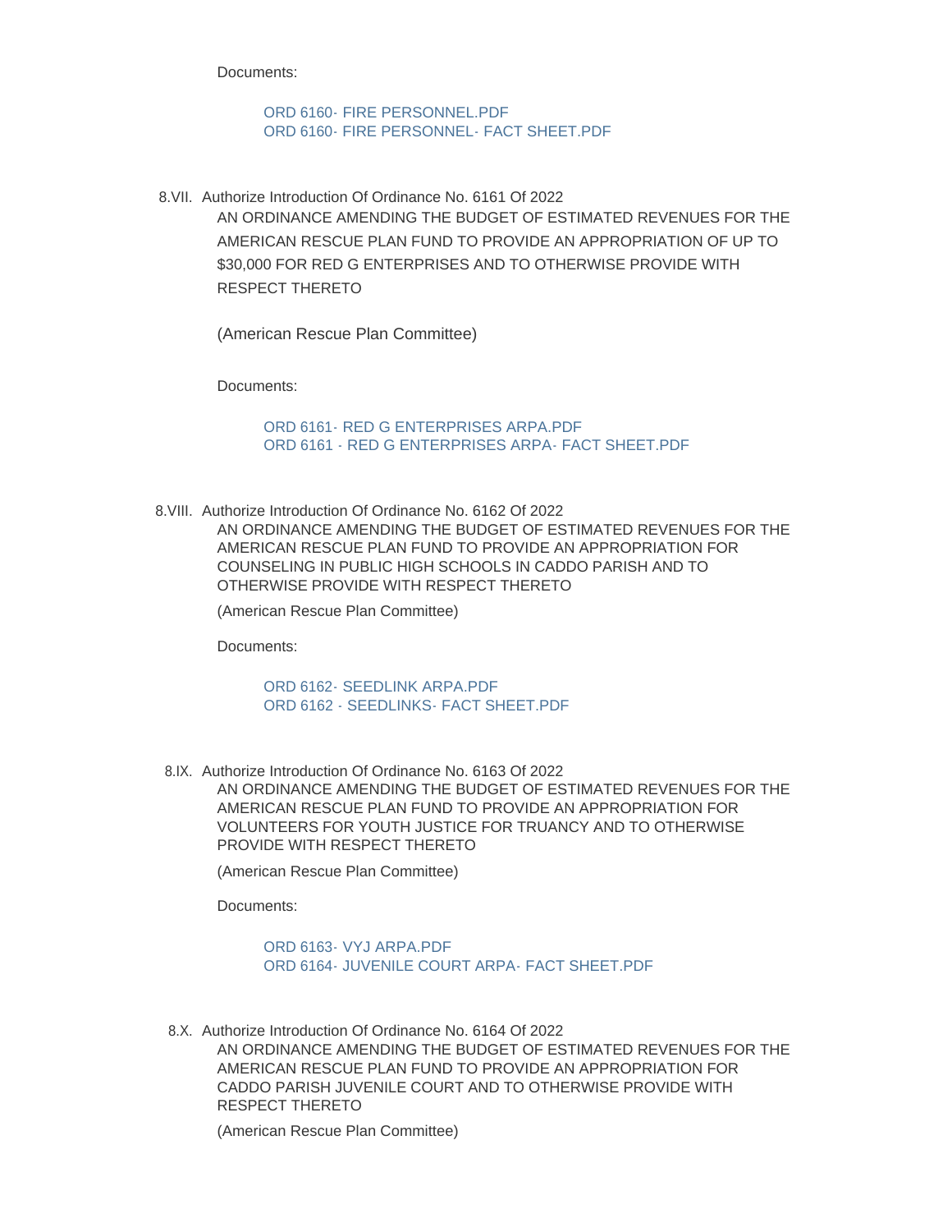Documents:

- ORD 6160- FIRE PERSONNEL.PDF
- ORD 6160- FIRE PERSONNEL- FACT SHEET.PDF

8.VII. Authorize Introduction Of Ordinance No. 6161 Of 2022

AN ORDINANCE AMENDING THE BUDGET OF ESTIMATED REVENUES FOR THE AMERICAN RESCUE PLAN FUND TO PROVIDE AN APPROPRIATION OF UP TO $30,000 FOR RED G ENTERPRISES AND TO OTHERWISE PROVIDE WITH RESPECT THERETO

(American Rescue Plan Committee)

Documents:

- ORD 6161- RED G ENTERPRISES ARPA.PDF
- ORD 6161 - RED G ENTERPRISES ARPA- FACT SHEET.PDF

8.VIII. Authorize Introduction Of Ordinance No. 6162 Of 2022

AN ORDINANCE AMENDING THE BUDGET OF ESTIMATED REVENUES FOR THE AMERICAN RESCUE PLAN FUND TO PROVIDE AN APPROPRIATION FOR COUNSELING IN PUBLIC HIGH SCHOOLS IN CADDO PARISH AND TO OTHERWISE PROVIDE WITH RESPECT THERETO

(American Rescue Plan Committee)

Documents:

- ORD 6162- SEEDLINK ARPA.PDF
- ORD 6162 - SEEDLINKS- FACT SHEET.PDF

8.IX. Authorize Introduction Of Ordinance No. 6163 Of 2022

AN ORDINANCE AMENDING THE BUDGET OF ESTIMATED REVENUES FOR THE AMERICAN RESCUE PLAN FUND TO PROVIDE AN APPROPRIATION FOR VOLUNTEERS FOR YOUTH JUSTICE FOR TRUANCY AND TO OTHERWISE PROVIDE WITH RESPECT THERETO

(American Rescue Plan Committee)

Documents:

- ORD 6163- VYJ ARPA.PDF
- ORD 6164- JUVENILE COURT ARPA- FACT SHEET.PDF

8.X. Authorize Introduction Of Ordinance No. 6164 Of 2022

AN ORDINANCE AMENDING THE BUDGET OF ESTIMATED REVENUES FOR THE AMERICAN RESCUE PLAN FUND TO PROVIDE AN APPROPRIATION FOR CADDO PARISH JUVENILE COURT AND TO OTHERWISE PROVIDE WITH RESPECT THERETO

(American Rescue Plan Committee)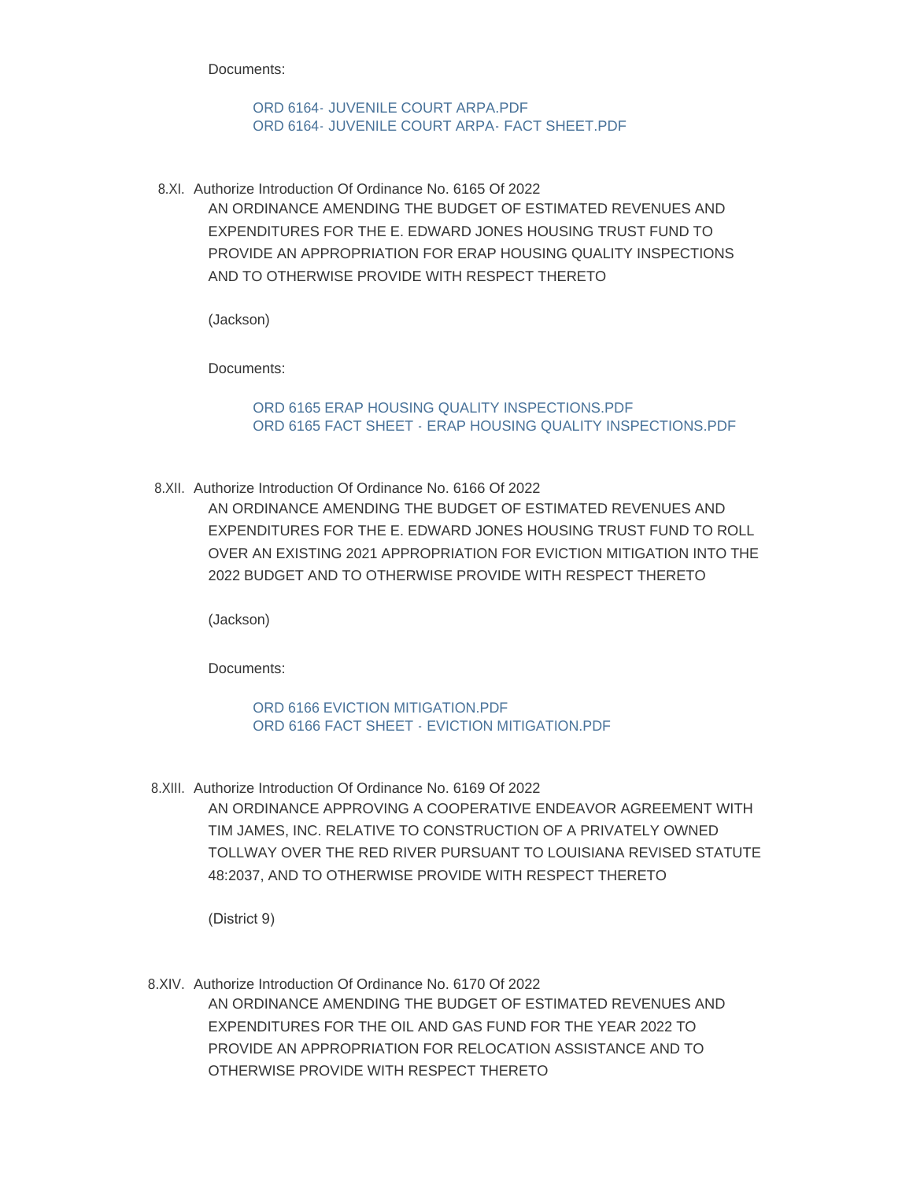Documents:

ORD 6164- JUVENILE COURT ARPA.PDF
ORD 6164- JUVENILE COURT ARPA- FACT SHEET.PDF

8.XI. Authorize Introduction Of Ordinance No. 6165 Of 2022

AN ORDINANCE AMENDING THE BUDGET OF ESTIMATED REVENUES AND EXPENDITURES FOR THE E. EDWARD JONES HOUSING TRUST FUND TO PROVIDE AN APPROPRIATION FOR ERAP HOUSING QUALITY INSPECTIONS AND TO OTHERWISE PROVIDE WITH RESPECT THERETO

(Jackson)

Documents:

ORD 6165 ERAP HOUSING QUALITY INSPECTIONS.PDF
ORD 6165 FACT SHEET - ERAP HOUSING QUALITY INSPECTIONS.PDF

8.XII. Authorize Introduction Of Ordinance No. 6166 Of 2022

AN ORDINANCE AMENDING THE BUDGET OF ESTIMATED REVENUES AND EXPENDITURES FOR THE E. EDWARD JONES HOUSING TRUST FUND TO ROLL OVER AN EXISTING 2021 APPROPRIATION FOR EVICTION MITIGATION INTO THE 2022 BUDGET AND TO OTHERWISE PROVIDE WITH RESPECT THERETO

(Jackson)

Documents:

ORD 6166 EVICTION MITIGATION.PDF
ORD 6166 FACT SHEET - EVICTION MITIGATION.PDF

8.XIII. Authorize Introduction Of Ordinance No. 6169 Of 2022

AN ORDINANCE APPROVING A COOPERATIVE ENDEAVOR AGREEMENT WITH TIM JAMES, INC. RELATIVE TO CONSTRUCTION OF A PRIVATELY OWNED TOLLWAY OVER THE RED RIVER PURSUANT TO LOUISIANA REVISED STATUTE 48:2037, AND TO OTHERWISE PROVIDE WITH RESPECT THERETO

(District 9)

8.XIV. Authorize Introduction Of Ordinance No. 6170 Of 2022

AN ORDINANCE AMENDING THE BUDGET OF ESTIMATED REVENUES AND EXPENDITURES FOR THE OIL AND GAS FUND FOR THE YEAR 2022 TO PROVIDE AN APPROPRIATION FOR RELOCATION ASSISTANCE AND TO OTHERWISE PROVIDE WITH RESPECT THERETO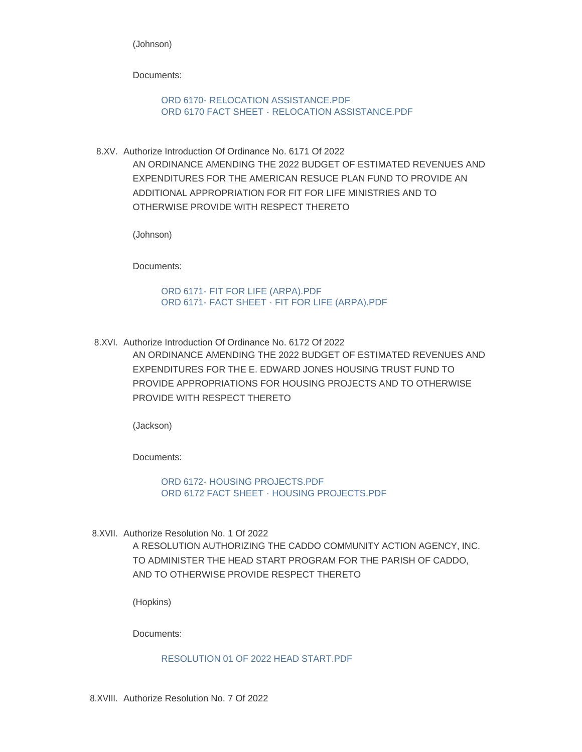(Johnson)

Documents:

ORD 6170- RELOCATION ASSISTANCE.PDF
ORD 6170 FACT SHEET - RELOCATION ASSISTANCE.PDF

8.XV. Authorize Introduction Of Ordinance No. 6171 Of 2022

AN ORDINANCE AMENDING THE 2022 BUDGET OF ESTIMATED REVENUES AND EXPENDITURES FOR THE AMERICAN RESUCE PLAN FUND TO PROVIDE AN ADDITIONAL APPROPRIATION FOR FIT FOR LIFE MINISTRIES AND TO OTHERWISE PROVIDE WITH RESPECT THERETO

(Johnson)

Documents:

ORD 6171- FIT FOR LIFE (ARPA).PDF
ORD 6171- FACT SHEET - FIT FOR LIFE (ARPA).PDF

8.XVI. Authorize Introduction Of Ordinance No. 6172 Of 2022

AN ORDINANCE AMENDING THE 2022 BUDGET OF ESTIMATED REVENUES AND EXPENDITURES FOR THE E. EDWARD JONES HOUSING TRUST FUND TO PROVIDE APPROPRIATIONS FOR HOUSING PROJECTS AND TO OTHERWISE PROVIDE WITH RESPECT THERETO

(Jackson)

Documents:

ORD 6172- HOUSING PROJECTS.PDF
ORD 6172 FACT SHEET - HOUSING PROJECTS.PDF

8.XVII. Authorize Resolution No. 1 Of 2022

A RESOLUTION AUTHORIZING THE CADDO COMMUNITY ACTION AGENCY, INC. TO ADMINISTER THE HEAD START PROGRAM FOR THE PARISH OF CADDO, AND TO OTHERWISE PROVIDE RESPECT THERETO

(Hopkins)

Documents:

RESOLUTION 01 OF 2022 HEAD START.PDF

8.XVIII. Authorize Resolution No. 7 Of 2022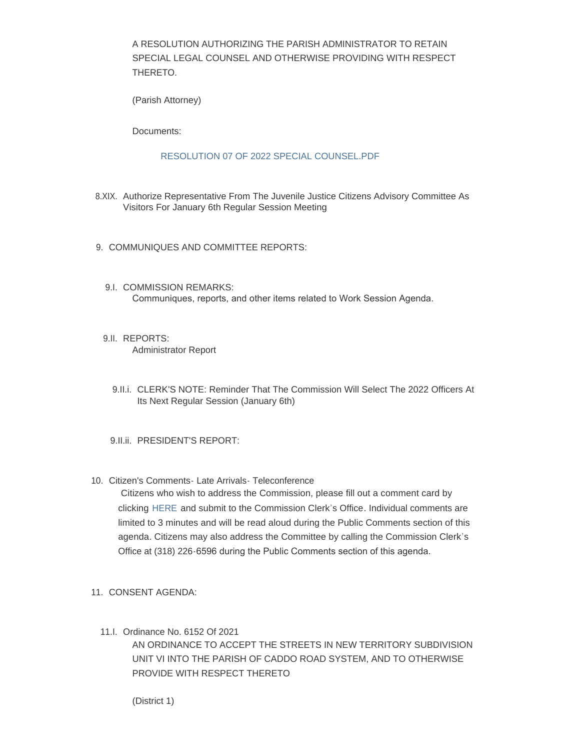A RESOLUTION AUTHORIZING THE PARISH ADMINISTRATOR TO RETAIN SPECIAL LEGAL COUNSEL AND OTHERWISE PROVIDING WITH RESPECT THERETO.

(Parish Attorney)

Documents:

RESOLUTION 07 OF 2022 SPECIAL COUNSEL.PDF

8.XIX. Authorize Representative From The Juvenile Justice Citizens Advisory Committee As Visitors For January 6th Regular Session Meeting

9. COMMUNIQUES AND COMMITTEE REPORTS:

9.I. COMMISSION REMARKS:
Communiques, reports, and other items related to Work Session Agenda.

9.II. REPORTS:
Administrator Report

9.II.i. CLERK'S NOTE: Reminder That The Commission Will Select The 2022 Officers At Its Next Regular Session (January 6th)

9.II.ii. PRESIDENT'S REPORT:

10. Citizen's Comments- Late Arrivals- Teleconference
Citizens who wish to address the Commission, please fill out a comment card by clicking HERE and submit to the Commission Clerk's Office. Individual comments are limited to 3 minutes and will be read aloud during the Public Comments section of this agenda. Citizens may also address the Committee by calling the Commission Clerk's Office at (318) 226-6596 during the Public Comments section of this agenda.

11. CONSENT AGENDA:

11.I. Ordinance No. 6152 Of 2021
AN ORDINANCE TO ACCEPT THE STREETS IN NEW TERRITORY SUBDIVISION UNIT VI INTO THE PARISH OF CADDO ROAD SYSTEM, AND TO OTHERWISE PROVIDE WITH RESPECT THERETO

(District 1)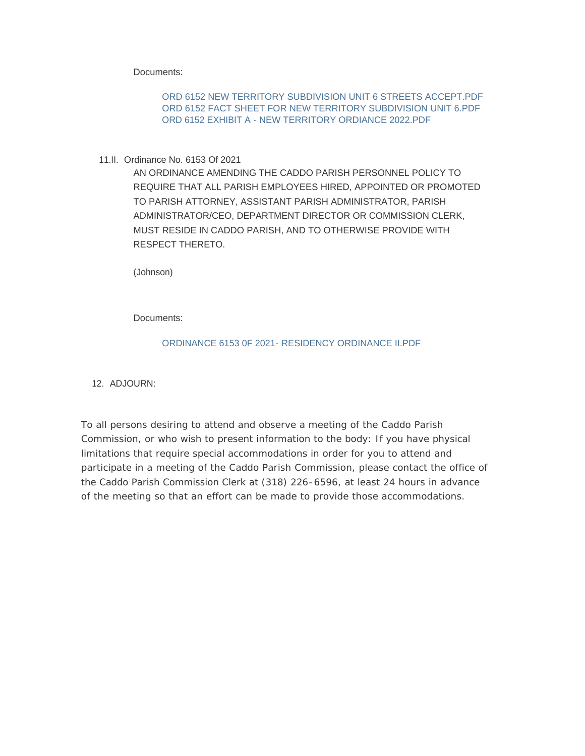Documents:

ORD 6152 NEW TERRITORY SUBDIVISION UNIT 6 STREETS ACCEPT.PDF
ORD 6152 FACT SHEET FOR NEW TERRITORY SUBDIVISION UNIT 6.PDF
ORD 6152 EXHIBIT A - NEW TERRITORY ORDIANCE 2022.PDF

11.II. Ordinance No. 6153 Of 2021

AN ORDINANCE AMENDING THE CADDO PARISH PERSONNEL POLICY TO REQUIRE THAT ALL PARISH EMPLOYEES HIRED, APPOINTED OR PROMOTED TO PARISH ATTORNEY, ASSISTANT PARISH ADMINISTRATOR, PARISH ADMINISTRATOR/CEO, DEPARTMENT DIRECTOR OR COMMISSION CLERK, MUST RESIDE IN CADDO PARISH, AND TO OTHERWISE PROVIDE WITH RESPECT THERETO.

(Johnson)

Documents:

ORDINANCE 6153 0F 2021- RESIDENCY ORDINANCE II.PDF

12. ADJOURN:

To all persons desiring to attend and observe a meeting of the Caddo Parish Commission, or who wish to present information to the body: If you have physical limitations that require special accommodations in order for you to attend and participate in a meeting of the Caddo Parish Commission, please contact the office of the Caddo Parish Commission Clerk at (318) 226-6596, at least 24 hours in advance of the meeting so that an effort can be made to provide those accommodations.